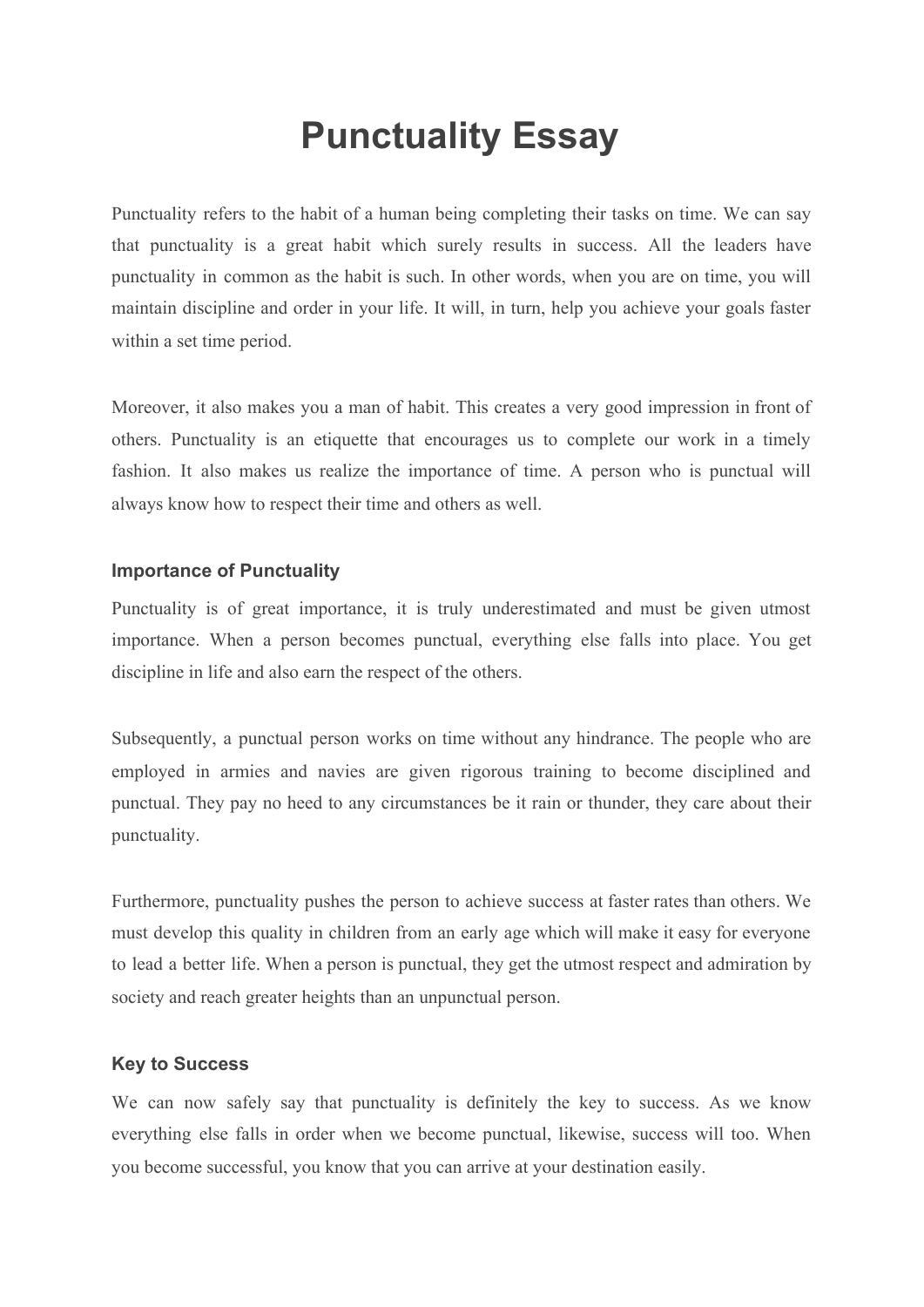# Punctuality Essay

Punctuality refers to the habit of a human being completing their tasks on time. We can say that punctuality is a great habit which surely results in success. All the leaders have punctuality in common as the habit is such. In other words, when you are on time, you will maintain discipline and order in your life. It will, in turn, help you achieve your goals faster within a set time period.

Moreover, it also makes you a man of habit. This creates a very good impression in front of others. Punctuality is an etiquette that encourages us to complete our work in a timely fashion. It also makes us realize the importance of time. A person who is punctual will always know how to respect their time and others as well.

### Importance of Punctuality

Punctuality is of great importance, it is truly underestimated and must be given utmost importance. When a person becomes punctual, everything else falls into place. You get discipline in life and also earn the respect of the others.

Subsequently, a punctual person works on time without any hindrance. The people who are employed in armies and navies are given rigorous training to become disciplined and punctual. They pay no heed to any circumstances be it rain or thunder, they care about their punctuality.

Furthermore, punctuality pushes the person to achieve success at faster rates than others. We must develop this quality in children from an early age which will make it easy for everyone to lead a better life. When a person is punctual, they get the utmost respect and admiration by society and reach greater heights than an unpunctual person.

### Key to Success

We can now safely say that punctuality is definitely the key to success. As we know everything else falls in order when we become punctual, likewise, success will too. When you become successful, you know that you can arrive at your destination easily.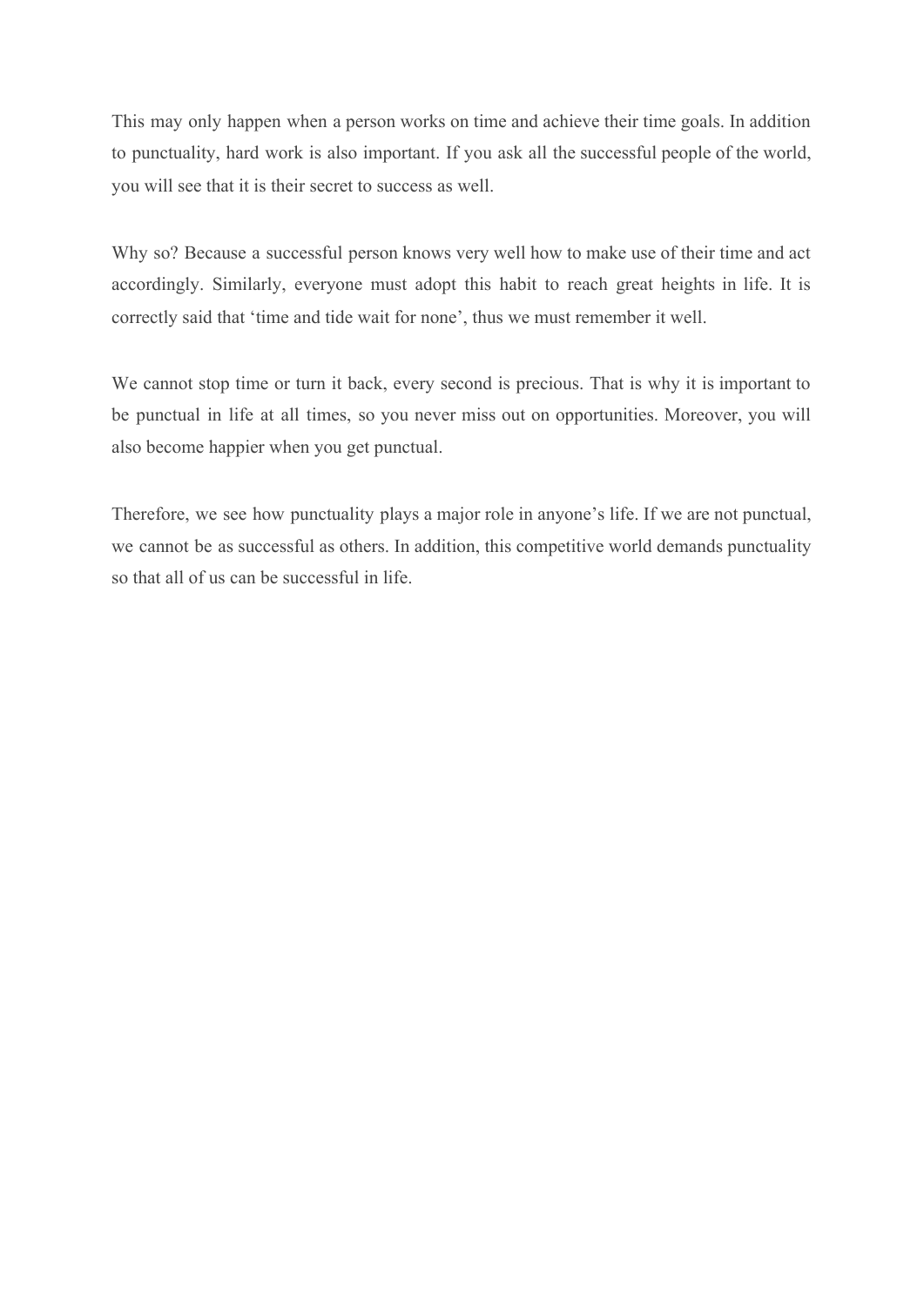This may only happen when a person works on time and achieve their time goals. In addition to punctuality, hard work is also important. If you ask all the successful people of the world, you will see that it is their secret to success as well.

Why so? Because a successful person knows very well how to make use of their time and act accordingly. Similarly, everyone must adopt this habit to reach great heights in life. It is correctly said that 'time and tide wait for none', thus we must remember it well.

We cannot stop time or turn it back, every second is precious. That is why it is important to be punctual in life at all times, so you never miss out on opportunities. Moreover, you will also become happier when you get punctual.

Therefore, we see how punctuality plays a major role in anyone's life. If we are not punctual, we cannot be as successful as others. In addition, this competitive world demands punctuality so that all of us can be successful in life.